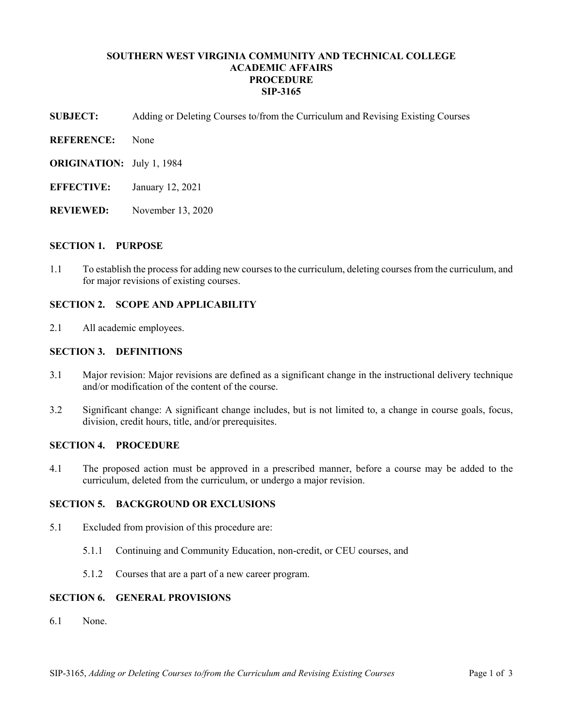**SOUTHERN WEST VIRGINIA COMMUNITY AND TECHNICAL COLLEGE**
**ACADEMIC AFFAIRS**
**PROCEDURE**
**SIP-3165**

**SUBJECT:** Adding or Deleting Courses to/from the Curriculum and Revising Existing Courses

**REFERENCE:** None

**ORIGINATION:** July 1, 1984

**EFFECTIVE:** January 12, 2021

**REVIEWED:** November 13, 2020

## SECTION 1. PURPOSE

1.1 To establish the process for adding new courses to the curriculum, deleting courses from the curriculum, and for major revisions of existing courses.

## SECTION 2. SCOPE AND APPLICABILITY

2.1 All academic employees.

## SECTION 3. DEFINITIONS

3.1 Major revision: Major revisions are defined as a significant change in the instructional delivery technique and/or modification of the content of the course.

3.2 Significant change: A significant change includes, but is not limited to, a change in course goals, focus, division, credit hours, title, and/or prerequisites.

## SECTION 4. PROCEDURE

4.1 The proposed action must be approved in a prescribed manner, before a course may be added to the curriculum, deleted from the curriculum, or undergo a major revision.

## SECTION 5. BACKGROUND OR EXCLUSIONS

5.1 Excluded from provision of this procedure are:

5.1.1 Continuing and Community Education, non-credit, or CEU courses, and

5.1.2 Courses that are a part of a new career program.

## SECTION 6. GENERAL PROVISIONS

6.1 None.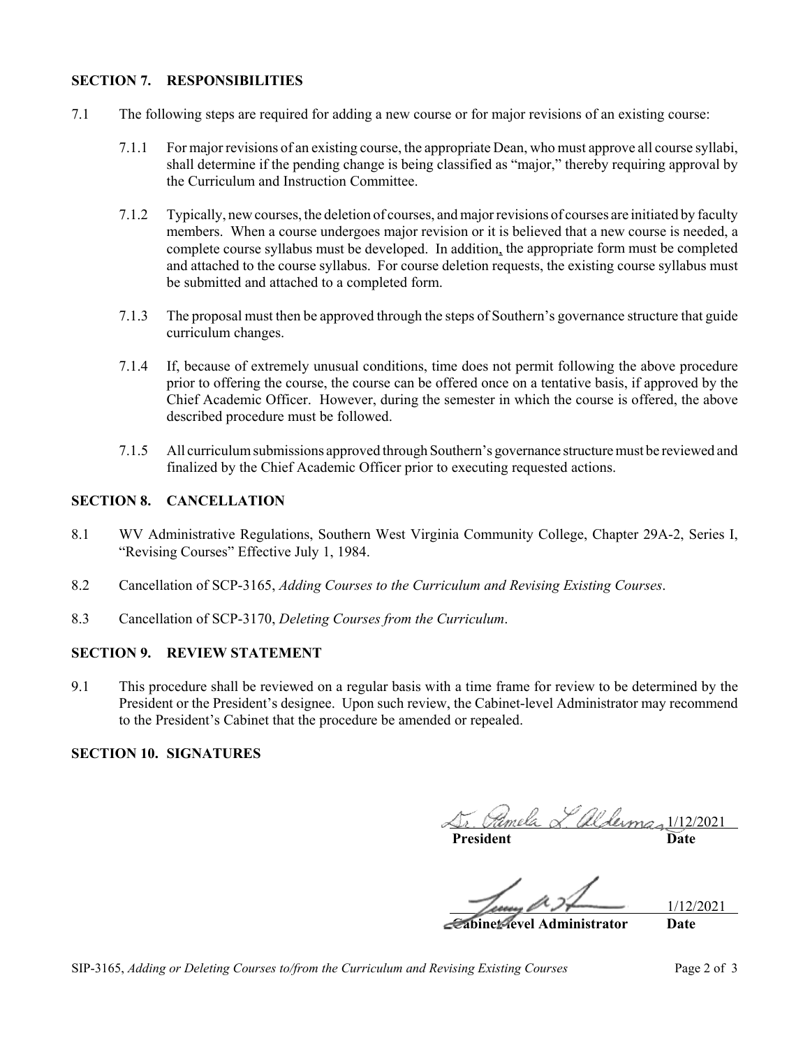## SECTION 7. RESPONSIBILITIES

7.1 The following steps are required for adding a new course or for major revisions of an existing course:

7.1.1 For major revisions of an existing course, the appropriate Dean, who must approve all course syllabi, shall determine if the pending change is being classified as "major," thereby requiring approval by the Curriculum and Instruction Committee.

7.1.2 Typically, new courses, the deletion of courses, and major revisions of courses are initiated by faculty members. When a course undergoes major revision or it is believed that a new course is needed, a complete course syllabus must be developed. In addition, the appropriate form must be completed and attached to the course syllabus. For course deletion requests, the existing course syllabus must be submitted and attached to a completed form.

7.1.3 The proposal must then be approved through the steps of Southern's governance structure that guide curriculum changes.

7.1.4 If, because of extremely unusual conditions, time does not permit following the above procedure prior to offering the course, the course can be offered once on a tentative basis, if approved by the Chief Academic Officer. However, during the semester in which the course is offered, the above described procedure must be followed.

7.1.5 All curriculum submissions approved through Southern's governance structure must be reviewed and finalized by the Chief Academic Officer prior to executing requested actions.

## SECTION 8. CANCELLATION

8.1 WV Administrative Regulations, Southern West Virginia Community College, Chapter 29A-2, Series I, "Revising Courses" Effective July 1, 1984.

8.2 Cancellation of SCP-3165, *Adding Courses to the Curriculum and Revising Existing Courses*.

8.3 Cancellation of SCP-3170, *Deleting Courses from the Curriculum*.

## SECTION 9. REVIEW STATEMENT

9.1 This procedure shall be reviewed on a regular basis with a time frame for review to be determined by the President or the President's designee. Upon such review, the Cabinet-level Administrator may recommend to the President's Cabinet that the procedure be amended or repealed.

## SECTION 10. SIGNATURES

Dr. Pamela L. Alderman 1/12/2021
**President** **Date**

1/12/2021
**Cabinet-level Administrator** **Date**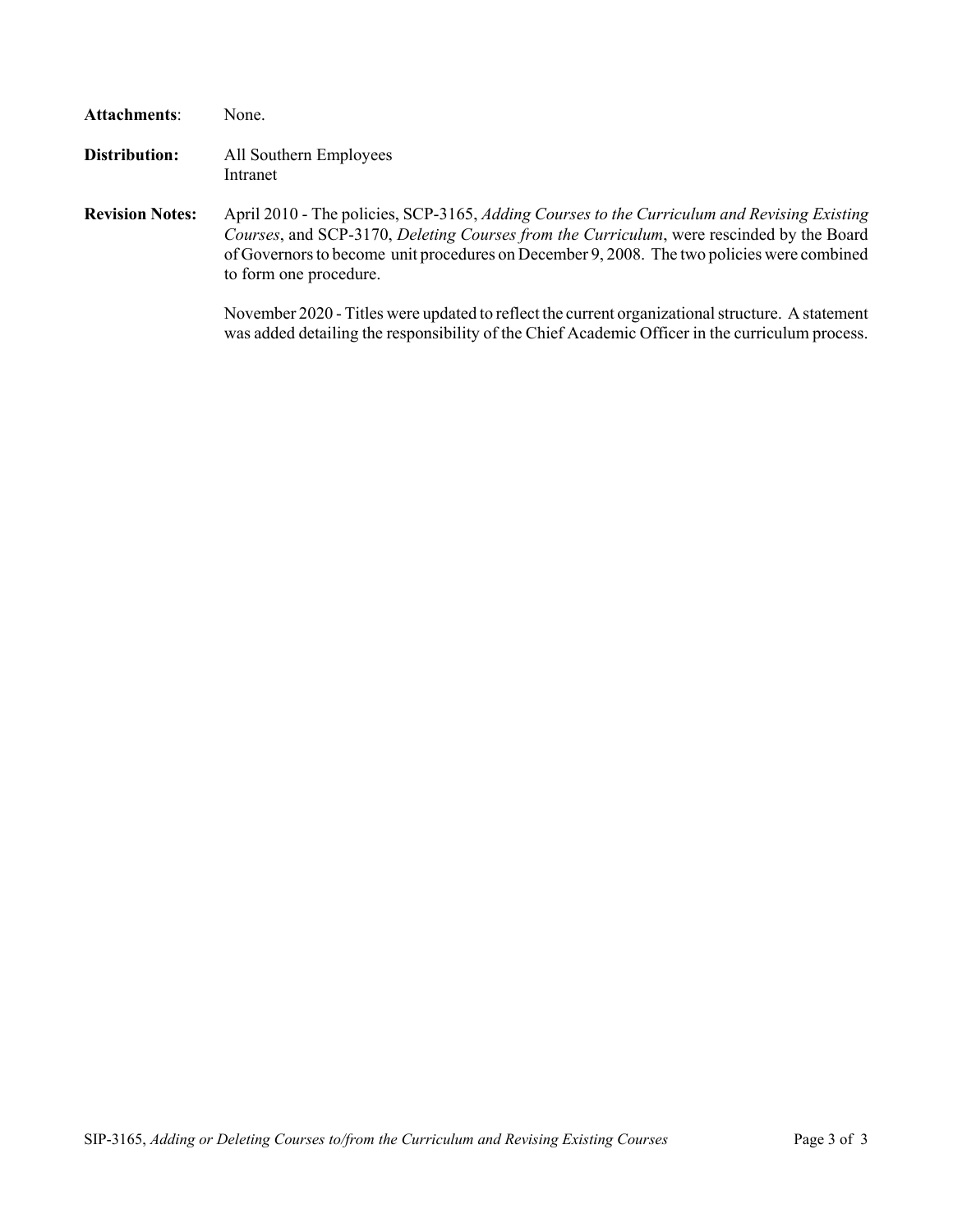**Attachments**: None.

**Distribution:** All Southern Employees
Intranet

**Revision Notes:** April 2010 - The policies, SCP-3165, *Adding Courses to the Curriculum and Revising Existing Courses*, and SCP-3170, *Deleting Courses from the Curriculum*, were rescinded by the Board of Governors to become unit procedures on December 9, 2008. The two policies were combined to form one procedure.

November 2020 - Titles were updated to reflect the current organizational structure. A statement was added detailing the responsibility of the Chief Academic Officer in the curriculum process.